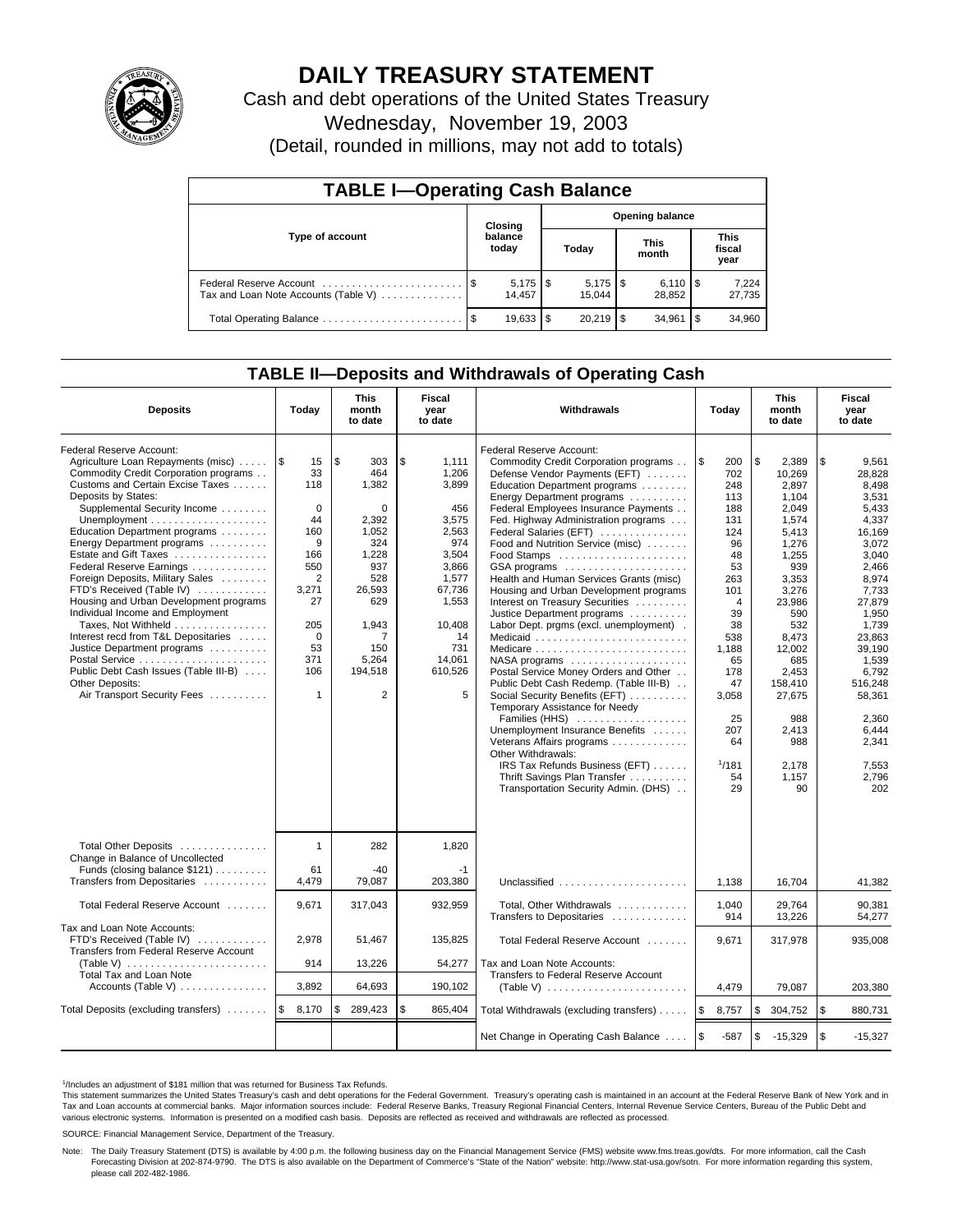# DAILY TREASURY STATEMENT

Cash and debt operations of the United States Treasury

Wednesday, November 19, 2003

(Detail, rounded in millions, may not add to totals)

## TABLE I—Operating Cash Balance

| Type of account | Closing balance today | Opening balance Today | Opening balance This month | Opening balance This fiscal year |
|---|---|---|---|---|
| Federal Reserve Account | $ 5,175 | $ 5,175 | $ 6,110 | $ 7,224 |
| Tax and Loan Note Accounts (Table V) | 14,457 | 15,044 | 28,852 | 27,735 |
| Total Operating Balance | $ 19,633 | $ 20,219 | $ 34,961 | $ 34,960 |

## TABLE II—Deposits and Withdrawals of Operating Cash

| Deposits | Today | This month to date | Fiscal year to date | Withdrawals | Today | This month to date | Fiscal year to date |
|---|---|---|---|---|---|---|---|
| Federal Reserve Account: | | | | Federal Reserve Account: | | | |
| Agriculture Loan Repayments (misc) | $ 15 | $ 303 | $ 1,111 | Commodity Credit Corporation programs | $ 200 | $ 2,389 | $ 9,561 |
| Commodity Credit Corporation programs | 33 | 464 | 1,206 | Defense Vendor Payments (EFT) | 702 | 10,269 | 28,828 |
| Customs and Certain Excise Taxes | 118 | 1,382 | 3,899 | Education Department programs | 248 | 2,897 | 8,498 |
| Deposits by States: | | | | Energy Department programs | 113 | 1,104 | 3,531 |
| Supplemental Security Income | 0 | 0 | 456 | Federal Employees Insurance Payments | 188 | 2,049 | 5,433 |
| Unemployment | 44 | 2,392 | 3,575 | Fed. Highway Administration programs | 131 | 1,574 | 4,337 |
| Education Department programs | 160 | 1,052 | 2,563 | Federal Salaries (EFT) | 124 | 5,413 | 16,169 |
| Energy Department programs | 9 | 324 | 974 | Food and Nutrition Service (misc) | 96 | 1,276 | 3,072 |
| Estate and Gift Taxes | 166 | 1,228 | 3,504 | Food Stamps | 48 | 1,255 | 3,040 |
| Federal Reserve Earnings | 550 | 937 | 3,866 | GSA programs | 53 | 939 | 2,466 |
| Foreign Deposits, Military Sales | 2 | 528 | 1,577 | Health and Human Services Grants (misc) | 263 | 3,353 | 8,974 |
| FTD's Received (Table IV) | 3,271 | 26,593 | 67,736 | Housing and Urban Development programs | 101 | 3,276 | 7,733 |
| Housing and Urban Development programs | 27 | 629 | 1,553 | Interest on Treasury Securities | 4 | 23,986 | 27,879 |
| Individual Income and Employment | | | | Justice Department programs | 39 | 590 | 1,950 |
| Taxes, Not Withheld | 205 | 1,943 | 10,408 | Labor Dept. prgms (excl. unemployment) | 38 | 532 | 1,739 |
| Interest recd from T&L Depositaries | 0 | 7 | 14 | Medicaid | 538 | 8,473 | 23,863 |
| Justice Department programs | 53 | 150 | 731 | Medicare | 1,188 | 12,002 | 39,190 |
| Postal Service | 371 | 5,264 | 14,061 | NASA programs | 65 | 685 | 1,539 |
| Public Debt Cash Issues (Table III-B) | 106 | 194,518 | 610,526 | Postal Service Money Orders and Other | 178 | 2,453 | 6,792 |
| Other Deposits: | | | | Public Debt Cash Redemp. (Table III-B) | 47 | 158,410 | 516,248 |
| Air Transport Security Fees | 1 | 2 | 5 | Social Security Benefits (EFT) | 3,058 | 27,675 | 58,361 |
| | | | | Temporary Assistance for Needy Families (HHS) | 25 | 988 | 2,360 |
| | | | | Unemployment Insurance Benefits | 207 | 2,413 | 6,444 |
| | | | | Veterans Affairs programs | 64 | 988 | 2,341 |
| | | | | Other Withdrawals: | | | |
| | | | | IRS Tax Refunds Business (EFT) | [1]181 | 2,178 | 7,553 |
| | | | | Thrift Savings Plan Transfer | 54 | 1,157 | 2,796 |
| | | | | Transportation Security Admin. (DHS) | 29 | 90 | 202 |
| Total Other Deposits | 1 | 282 | 1,820 | | | | |
| Change in Balance of Uncollected Funds (closing balance $121) | 61 | -40 | -1 | | | | |
| Transfers from Depositaries | 4,479 | 79,087 | 203,380 | Unclassified | 1,138 | 16,704 | 41,382 |
| Total Federal Reserve Account | 9,671 | 317,043 | 932,959 | Total, Other Withdrawals | 1,040 | 29,764 | 90,381 |
| | | | | Transfers to Depositaries | 914 | 13,226 | 54,277 |
| Tax and Loan Note Accounts: | | | | | | | |
| FTD's Received (Table IV) | 2,978 | 51,467 | 135,825 | Total Federal Reserve Account | 9,671 | 317,978 | 935,008 |
| Transfers from Federal Reserve Account (Table V) | 914 | 13,226 | 54,277 | Tax and Loan Note Accounts: | | | |
| Total Tax and Loan Note Accounts (Table V) | 3,892 | 64,693 | 190,102 | Transfers to Federal Reserve Account (Table V) | 4,479 | 79,087 | 203,380 |
| Total Deposits (excluding transfers) | $ 8,170 | $ 289,423 | $ 865,404 | Total Withdrawals (excluding transfers) | $ 8,757 | $ 304,752 | $ 880,731 |
| | | | | Net Change in Operating Cash Balance | $ -587 | $ -15,329 | $ -15,327 |

[1]Includes an adjustment of $181 million that was returned for Business Tax Refunds.

This statement summarizes the United States Treasury's cash and debt operations for the Federal Government. Treasury's operating cash is maintained in an account at the Federal Reserve Bank of New York and in Tax and Loan accounts at commercial banks. Major information sources include: Federal Reserve Banks, Treasury Regional Financial Centers, Internal Revenue Service Centers, Bureau of the Public Debt and various electronic systems. Information is presented on a modified cash basis. Deposits are reflected as received and withdrawals are reflected as processed.

SOURCE: Financial Management Service, Department of the Treasury.

Note: The Daily Treasury Statement (DTS) is available by 4:00 p.m. the following business day on the Financial Management Service (FMS) website www.fms.treas.gov/dts. For more information, call the Cash Forecasting Division at 202-874-9790. The DTS is also available on the Department of Commerce's "State of the Nation" website: http://www.stat-usa.gov/sotn. For more information regarding this system, please call 202-482-1986.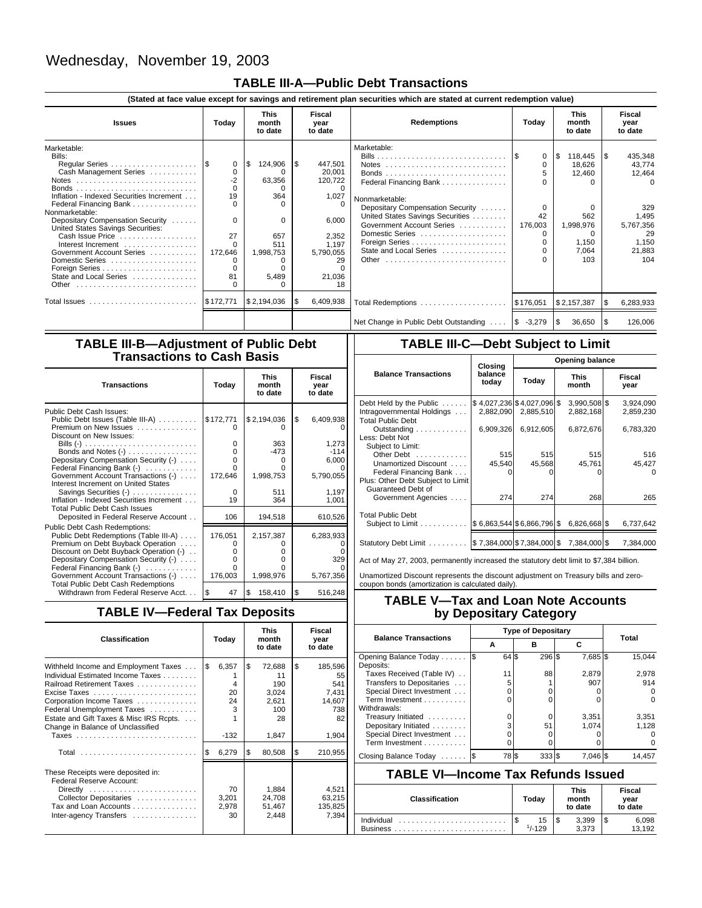# Wednesday, November 19, 2003

## TABLE III-A—Public Debt Transactions

(Stated at face value except for savings and retirement plan securities which are stated at current redemption value)

| Issues | Today | This month to date | Fiscal year to date | Redemptions | Today | This month to date | Fiscal year to date |
|---|---|---|---|---|---|---|---|
| Marketable: | | | | Marketable: | | | |
| Bills: | | | | Bills | $ 0 | $ 118,445 | $ 435,348 |
| Regular Series | $ 0 | $ 124,906 | $ 447,501 | Notes | 0 | 18,626 | 43,774 |
| Cash Management Series | 0 | 0 | 20,001 | Bonds | 5 | 12,460 | 12,464 |
| Notes | -2 | 63,356 | 120,722 | Federal Financing Bank | 0 | 0 | 0 |
| Bonds | 0 | 0 | 0 | | | | |
| Inflation - Indexed Securities Increment | 19 | 364 | 1,027 | Nonmarketable: | | | |
| Federal Financing Bank | 0 | 0 | 0 | Depositary Compensation Security | 0 | 0 | 329 |
| Nonmarketable: | | | | United States Savings Securities | 42 | 562 | 1,495 |
| Depositary Compensation Security | 0 | 0 | 6,000 | Government Account Series | 176,003 | 1,998,976 | 5,767,356 |
| United States Savings Securities: | | | | Domestic Series | 0 | 0 | 29 |
| Cash Issue Price | 27 | 657 | 2,352 | Foreign Series | 0 | 1,150 | 1,150 |
| Interest Increment | 0 | 511 | 1,197 | State and Local Series | 0 | 7,064 | 21,883 |
| Government Account Series | 172,646 | 1,998,753 | 5,790,055 | Other | 0 | 103 | 104 |
| Domestic Series | 0 | 0 | 29 | | | | |
| Foreign Series | 0 | 0 | 0 | | | | |
| State and Local Series | 81 | 5,489 | 21,036 | | | | |
| Other | 0 | 0 | 18 | | | | |
| Total Issues | $172,771 | $2,194,036 | $ 6,409,938 | Total Redemptions | $176,051 | $2,157,387 | $ 6,283,933 |
| | | | | Net Change in Public Debt Outstanding | $ -3,279 | $ 36,650 | $ 126,006 |

## TABLE III-B—Adjustment of Public Debt Transactions to Cash Basis

| Transactions | Today | This month to date | Fiscal year to date |
|---|---|---|---|
| Public Debt Cash Issues: | | | |
| Public Debt Issues (Table III-A) | $172,771 | $2,194,036 | $ 6,409,938 |
| Premium on New Issues | 0 | 0 | 0 |
| Discount on New Issues: | | | |
| Bills (-) | 0 | 363 | 1,273 |
| Bonds and Notes (-) | 0 | -473 | -114 |
| Depositary Compensation Security (-) | 0 | 0 | 6,000 |
| Federal Financing Bank (-) | 0 | 0 | 0 |
| Government Account Transactions (-) | 172,646 | 1,998,753 | 5,790,055 |
| Interest Increment on United States Savings Securities (-) | 0 | 511 | 1,197 |
| Inflation - Indexed Securities Increment | 19 | 364 | 1,001 |
| Total Public Debt Cash Issues Deposited in Federal Reserve Account | 106 | 194,518 | 610,526 |
| Public Debt Cash Redemptions: | | | |
| Public Debt Redemptions (Table III-A) | 176,051 | 2,157,387 | 6,283,933 |
| Premium on Debt Buyback Operation | 0 | 0 | 0 |
| Discount on Debt Buyback Operation (-) | 0 | 0 | 0 |
| Depositary Compensation Security (-) | 0 | 0 | 329 |
| Federal Financing Bank (-) | 0 | 0 | 0 |
| Government Account Transactions (-) | 176,003 | 1,998,976 | 5,767,356 |
| Total Public Debt Cash Redemptions Withdrawn from Federal Reserve Acct. | $ 47 | $ 158,410 | $ 516,248 |

## TABLE III-C—Debt Subject to Limit

| Balance Transactions | Closing balance today | Opening balance Today | Opening balance This month | Opening balance Fiscal year |
|---|---|---|---|---|
| Debt Held by the Public | $ 4,027,236 | $ 4,027,096 | $ 3,990,508 | $ 3,924,090 |
| Intragovernmental Holdings | 2,882,090 | 2,885,510 | 2,882,168 | 2,859,230 |
| Total Public Debt Outstanding | 6,909,326 | 6,912,605 | 6,872,676 | 6,783,320 |
| Less: Debt Not Subject to Limit: | | | | |
| Other Debt | 515 | 515 | 515 | 516 |
| Unamortized Discount | 45,540 | 45,568 | 45,761 | 45,427 |
| Federal Financing Bank | 0 | 0 | 0 | 0 |
| Plus: Other Debt Subject to Limit Guaranteed Debt of Government Agencies | 274 | 274 | 268 | 265 |
| Total Public Debt Subject to Limit | $ 6,863,544 | $ 6,866,796 | $ 6,826,668 | $ 6,737,642 |
| Statutory Debt Limit | $ 7,384,000 | $ 7,384,000 | $ 7,384,000 | $ 7,384,000 |

Act of May 27, 2003, permanently increased the statutory debt limit to $7,384 billion.

Unamortized Discount represents the discount adjustment on Treasury bills and zero-coupon bonds (amortization is calculated daily).

## TABLE IV—Federal Tax Deposits

| Classification | Today | This month to date | Fiscal year to date |
|---|---|---|---|
| Withheld Income and Employment Taxes | $ 6,357 | $ 72,688 | $ 185,596 |
| Individual Estimated Income Taxes | 1 | 11 | 55 |
| Railroad Retirement Taxes | 4 | 190 | 541 |
| Excise Taxes | 20 | 3,024 | 7,431 |
| Corporation Income Taxes | 24 | 2,621 | 14,607 |
| Federal Unemployment Taxes | 3 | 100 | 738 |
| Estate and Gift Taxes & Misc IRS Rcpts. | 1 | 28 | 82 |
| Change in Balance of Unclassified Taxes | -132 | 1,847 | 1,904 |
| Total | $ 6,279 | $ 80,508 | $ 210,955 |
| These Receipts were deposited in: | | | |
| Federal Reserve Account: | | | |
| Directly | 70 | 1,884 | 4,521 |
| Collector Depositaries | 3,201 | 24,708 | 63,215 |
| Tax and Loan Accounts | 2,978 | 51,467 | 135,825 |
| Inter-agency Transfers | 30 | 2,448 | 7,394 |

## TABLE V—Tax and Loan Note Accounts by Depositary Category

| Balance Transactions | Type of Depositary A | Type of Depositary B | Type of Depositary C | Total |
|---|---|---|---|---|
| Opening Balance Today | $ 64 | $ 296 | $ 7,685 | $ 15,044 |
| Deposits: | | | | |
| Taxes Received (Table IV) | 11 | 88 | 2,879 | 2,978 |
| Transfers to Depositaries | 5 | 1 | 907 | 914 |
| Special Direct Investment | 0 | 0 | 0 | 0 |
| Term Investment | 0 | 0 | 0 | 0 |
| Withdrawals: | | | | |
| Treasury Initiated | 0 | 0 | 3,351 | 3,351 |
| Depositary Initiated | 3 | 51 | 1,074 | 1,128 |
| Special Direct Investment | 0 | 0 | 0 | 0 |
| Term Investment | 0 | 0 | 0 | 0 |
| Closing Balance Today | $ 78 | $ 333 | $ 7,046 | $ 14,457 |

## TABLE VI—Income Tax Refunds Issued

| Classification | Today | This month to date | Fiscal year to date |
|---|---|---|---|
| Individual | $ 15 | $ 3,399 | $ 6,098 |
| Business | [1]/-129 | 3,373 | 13,192 |